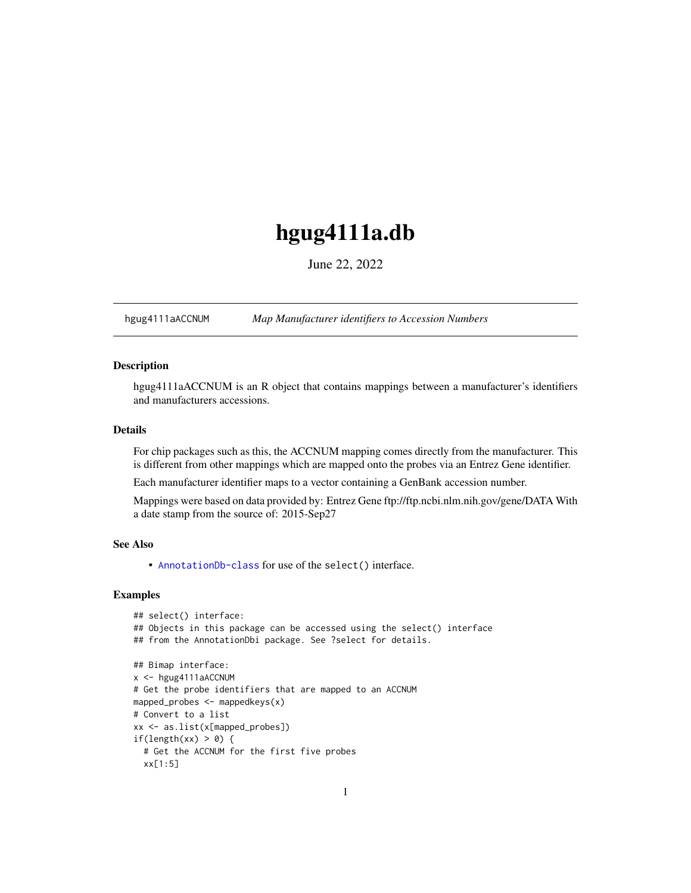# hgug4111a.db

June 22, 2022

hgug4111aACCNUM *Map Manufacturer identifiers to Accession Numbers*

### Description

hgug4111aACCNUM is an R object that contains mappings between a manufacturer's identifiers and manufacturers accessions.

### Details

For chip packages such as this, the ACCNUM mapping comes directly from the manufacturer. This is different from other mappings which are mapped onto the probes via an Entrez Gene identifier.

Each manufacturer identifier maps to a vector containing a GenBank accession number.

Mappings were based on data provided by: Entrez Gene ftp://ftp.ncbi.nlm.nih.gov/gene/DATA With a date stamp from the source of: 2015-Sep27

### See Also

- AnnotationDb-class for use of the select() interface.

### Examples

```
## select() interface:
## Objects in this package can be accessed using the select() interface
## from the AnnotationDbi package. See ?select for details.

## Bimap interface:
x <- hgug4111aACCNUM
# Get the probe identifiers that are mapped to an ACCNUM
mapped_probes <- mappedkeys(x)
# Convert to a list
xx <- as.list(x[mapped_probes])
if(length(xx) > 0) {
  # Get the ACCNUM for the first five probes
  xx[1:5]
```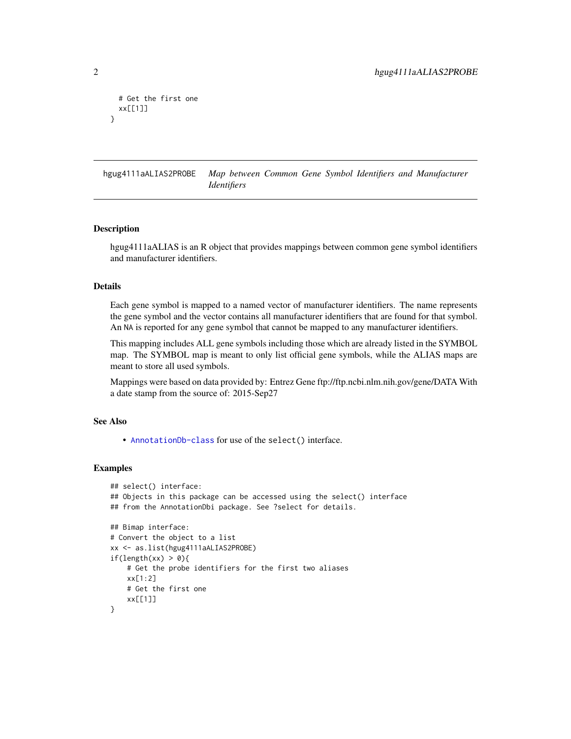```
  # Get the first one
  xx[[1]]
}
```

## hgug4111aALIAS2PROBE *Map between Common Gene Symbol Identifiers and Manufacturer Identifiers*

### Description

hgug4111aALIAS is an R object that provides mappings between common gene symbol identifiers and manufacturer identifiers.

### Details

Each gene symbol is mapped to a named vector of manufacturer identifiers. The name represents the gene symbol and the vector contains all manufacturer identifiers that are found for that symbol. An NA is reported for any gene symbol that cannot be mapped to any manufacturer identifiers.

This mapping includes ALL gene symbols including those which are already listed in the SYMBOL map. The SYMBOL map is meant to only list official gene symbols, while the ALIAS maps are meant to store all used symbols.

Mappings were based on data provided by: Entrez Gene ftp://ftp.ncbi.nlm.nih.gov/gene/DATA With a date stamp from the source of: 2015-Sep27

### See Also

- AnnotationDb-class for use of the select() interface.

### Examples

```
## select() interface:
## Objects in this package can be accessed using the select() interface
## from the AnnotationDbi package. See ?select for details.

## Bimap interface:
# Convert the object to a list
xx <- as.list(hgug4111aALIAS2PROBE)
if(length(xx) > 0){
    # Get the probe identifiers for the first two aliases
    xx[1:2]
    # Get the first one
    xx[[1]]
}
```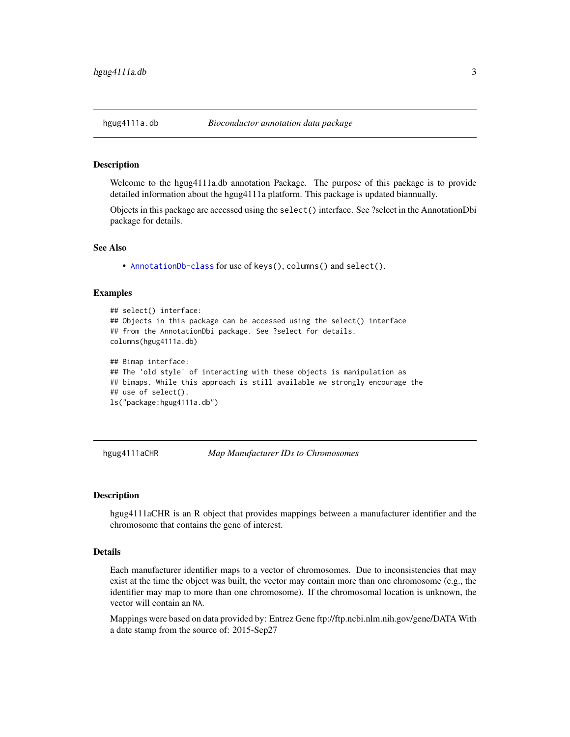## hgug4111a.db — *Bioconductor annotation data package*

### Description

Welcome to the hgug4111a.db annotation Package. The purpose of this package is to provide detailed information about the hgug4111a platform. This package is updated biannually.

Objects in this package are accessed using the `select()` interface. See ?select in the AnnotationDbi package for details.

### See Also

- `AnnotationDb-class` for use of `keys()`, `columns()` and `select()`.

### Examples

```
## select() interface:
## Objects in this package can be accessed using the select() interface
## from the AnnotationDbi package. See ?select for details.
columns(hgug4111a.db)

## Bimap interface:
## The 'old style' of interacting with these objects is manipulation as
## bimaps. While this approach is still available we strongly encourage the
## use of select().
ls("package:hgug4111a.db")
```

## hgug4111aCHR — *Map Manufacturer IDs to Chromosomes*

### Description

hgug4111aCHR is an R object that provides mappings between a manufacturer identifier and the chromosome that contains the gene of interest.

### Details

Each manufacturer identifier maps to a vector of chromosomes. Due to inconsistencies that may exist at the time the object was built, the vector may contain more than one chromosome (e.g., the identifier may map to more than one chromosome). If the chromosomal location is unknown, the vector will contain an `NA`.

Mappings were based on data provided by: Entrez Gene ftp://ftp.ncbi.nlm.nih.gov/gene/DATA With a date stamp from the source of: 2015-Sep27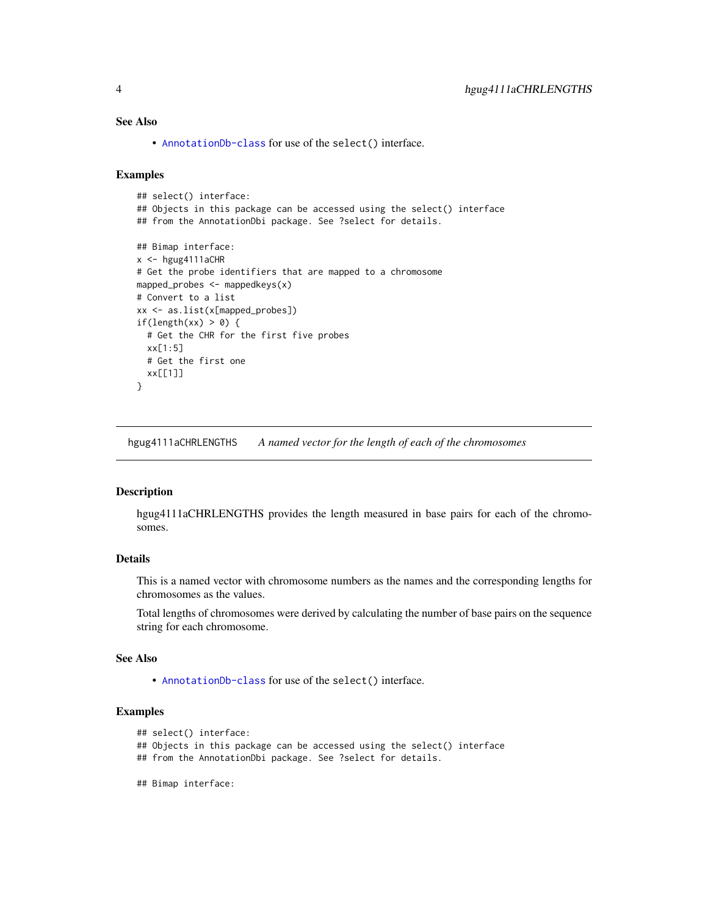### See Also

- AnnotationDb-class for use of the select() interface.

### Examples

```
## select() interface:
## Objects in this package can be accessed using the select() interface
## from the AnnotationDbi package. See ?select for details.

## Bimap interface:
x <- hgug4111aCHR
# Get the probe identifiers that are mapped to a chromosome
mapped_probes <- mappedkeys(x)
# Convert to a list
xx <- as.list(x[mapped_probes])
if(length(xx) > 0) {
  # Get the CHR for the first five probes
  xx[1:5]
  # Get the first one
  xx[[1]]
}
```

---

## hgug4111aCHRLENGTHS    *A named vector for the length of each of the chromosomes*

---

### Description

hgug4111aCHRLENGTHS provides the length measured in base pairs for each of the chromosomes.

### Details

This is a named vector with chromosome numbers as the names and the corresponding lengths for chromosomes as the values.

Total lengths of chromosomes were derived by calculating the number of base pairs on the sequence string for each chromosome.

### See Also

- AnnotationDb-class for use of the select() interface.

### Examples

```
## select() interface:
## Objects in this package can be accessed using the select() interface
## from the AnnotationDbi package. See ?select for details.

## Bimap interface:
```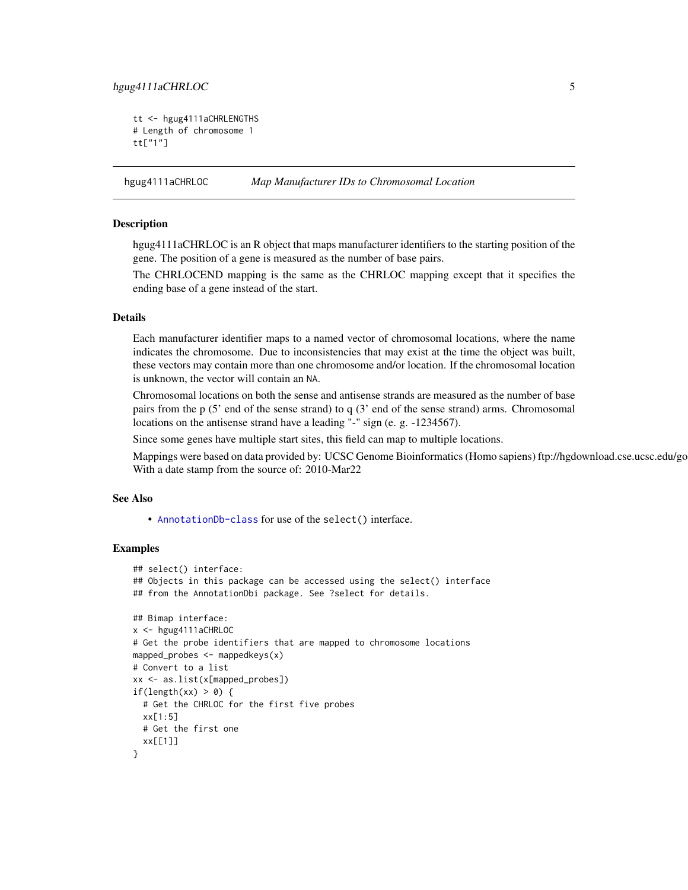```
tt <- hgug4111aCHRLENGTHS
# Length of chromosome 1
tt["1"]
```

## hgug4111aCHRLOC — *Map Manufacturer IDs to Chromosomal Location*

### Description

hgug4111aCHRLOC is an R object that maps manufacturer identifiers to the starting position of the gene. The position of a gene is measured as the number of base pairs.

The CHRLOCEND mapping is the same as the CHRLOC mapping except that it specifies the ending base of a gene instead of the start.

### Details

Each manufacturer identifier maps to a named vector of chromosomal locations, where the name indicates the chromosome. Due to inconsistencies that may exist at the time the object was built, these vectors may contain more than one chromosome and/or location. If the chromosomal location is unknown, the vector will contain an `NA`.

Chromosomal locations on both the sense and antisense strands are measured as the number of base pairs from the p (5' end of the sense strand) to q (3' end of the sense strand) arms. Chromosomal locations on the antisense strand have a leading "-" sign (e. g. -1234567).

Since some genes have multiple start sites, this field can map to multiple locations.

Mappings were based on data provided by: UCSC Genome Bioinformatics (Homo sapiens) ftp://hgdownload.cse.ucsc.edu/go With a date stamp from the source of: 2010-Mar22

### See Also

- `AnnotationDb-class` for use of the `select()` interface.

### Examples

```
## select() interface:
## Objects in this package can be accessed using the select() interface
## from the AnnotationDbi package. See ?select for details.

## Bimap interface:
x <- hgug4111aCHRLOC
# Get the probe identifiers that are mapped to chromosome locations
mapped_probes <- mappedkeys(x)
# Convert to a list
xx <- as.list(x[mapped_probes])
if(length(xx) > 0) {
  # Get the CHRLOC for the first five probes
  xx[1:5]
  # Get the first one
  xx[[1]]
}
```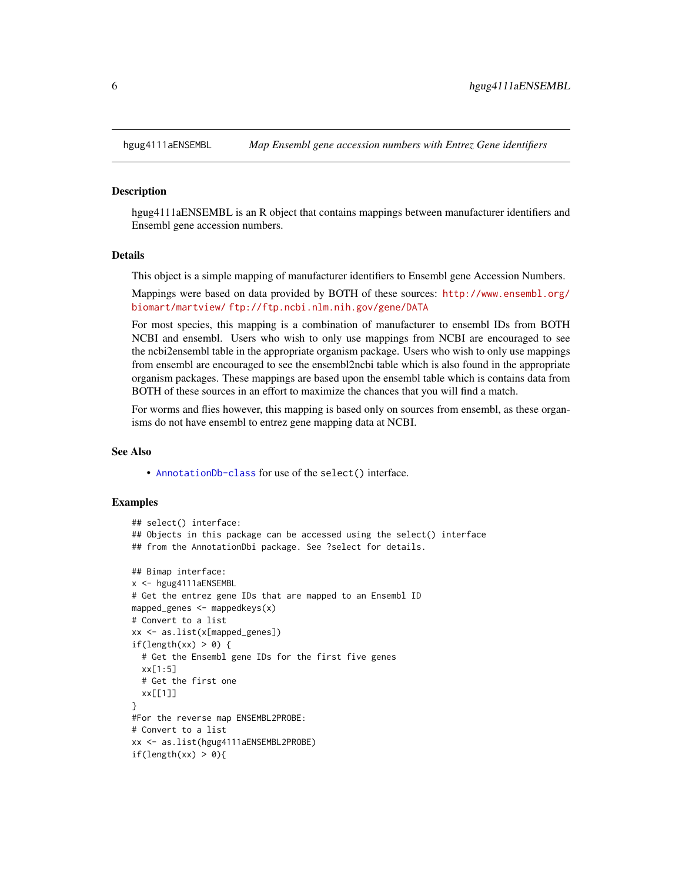hgug4111aENSEMBL *Map Ensembl gene accession numbers with Entrez Gene identifiers*

## Description

hgug4111aENSEMBL is an R object that contains mappings between manufacturer identifiers and Ensembl gene accession numbers.

## Details

This object is a simple mapping of manufacturer identifiers to Ensembl gene Accession Numbers.

Mappings were based on data provided by BOTH of these sources: http://www.ensembl.org/biomart/martview/ ftp://ftp.ncbi.nlm.nih.gov/gene/DATA

For most species, this mapping is a combination of manufacturer to ensembl IDs from BOTH NCBI and ensembl. Users who wish to only use mappings from NCBI are encouraged to see the ncbi2ensembl table in the appropriate organism package. Users who wish to only use mappings from ensembl are encouraged to see the ensembl2ncbi table which is also found in the appropriate organism packages. These mappings are based upon the ensembl table which is contains data from BOTH of these sources in an effort to maximize the chances that you will find a match.

For worms and flies however, this mapping is based only on sources from ensembl, as these organisms do not have ensembl to entrez gene mapping data at NCBI.

## See Also

- AnnotationDb-class for use of the select() interface.

## Examples

```
## select() interface:
## Objects in this package can be accessed using the select() interface
## from the AnnotationDbi package. See ?select for details.

## Bimap interface:
x <- hgug4111aENSEMBL
# Get the entrez gene IDs that are mapped to an Ensembl ID
mapped_genes <- mappedkeys(x)
# Convert to a list
xx <- as.list(x[mapped_genes])
if(length(xx) > 0) {
  # Get the Ensembl gene IDs for the first five genes
  xx[1:5]
  # Get the first one
  xx[[1]]
}
#For the reverse map ENSEMBL2PROBE:
# Convert to a list
xx <- as.list(hgug4111aENSEMBL2PROBE)
if(length(xx) > 0){
```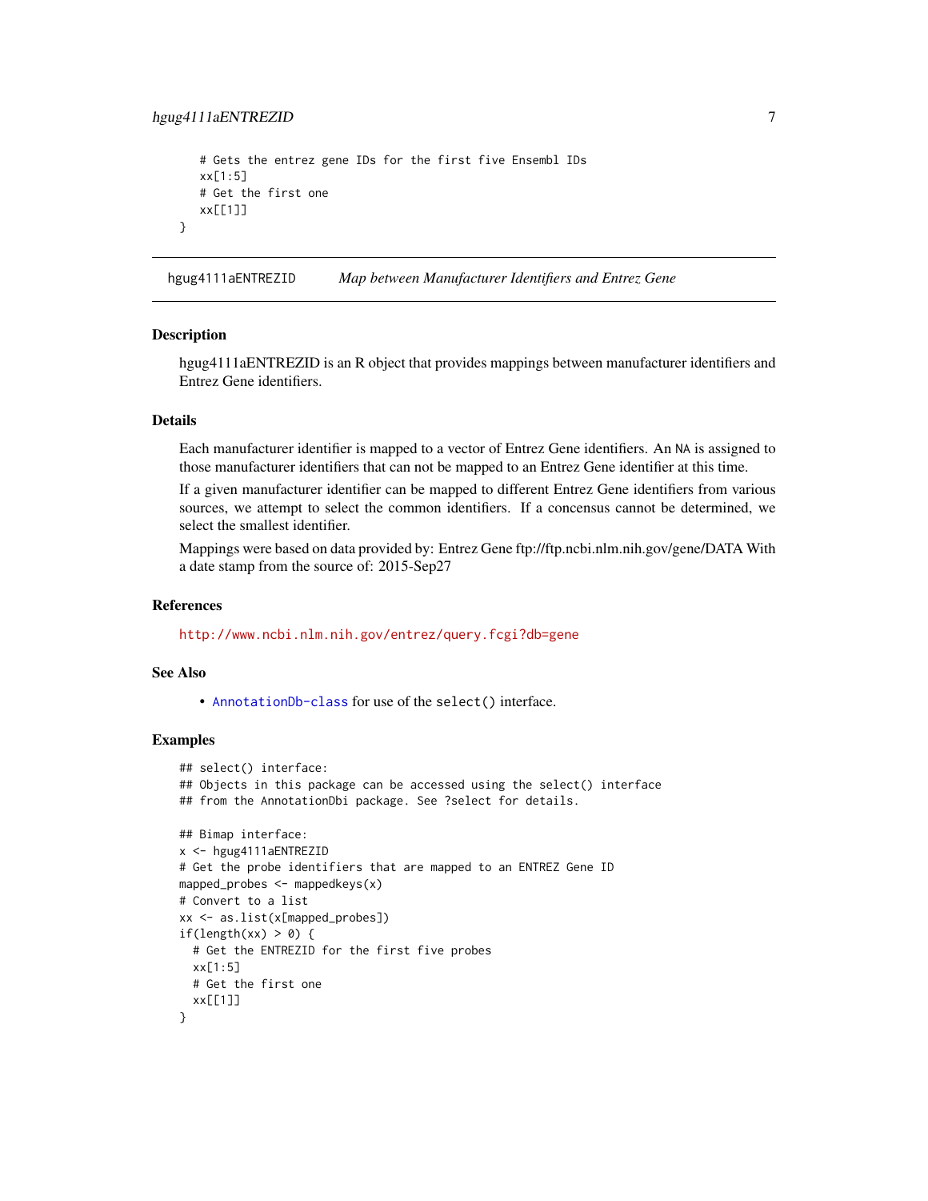```
    # Gets the entrez gene IDs for the first five Ensembl IDs
    xx[1:5]
    # Get the first one
    xx[[1]]
}
```

## hgug4111aENTREZID *Map between Manufacturer Identifiers and Entrez Gene*

### Description

hgug4111aENTREZID is an R object that provides mappings between manufacturer identifiers and Entrez Gene identifiers.

### Details

Each manufacturer identifier is mapped to a vector of Entrez Gene identifiers. An NA is assigned to those manufacturer identifiers that can not be mapped to an Entrez Gene identifier at this time.

If a given manufacturer identifier can be mapped to different Entrez Gene identifiers from various sources, we attempt to select the common identifiers. If a concensus cannot be determined, we select the smallest identifier.

Mappings were based on data provided by: Entrez Gene ftp://ftp.ncbi.nlm.nih.gov/gene/DATA With a date stamp from the source of: 2015-Sep27

### References

http://www.ncbi.nlm.nih.gov/entrez/query.fcgi?db=gene

### See Also

- AnnotationDb-class for use of the select() interface.

### Examples

```
## select() interface:
## Objects in this package can be accessed using the select() interface
## from the AnnotationDbi package. See ?select for details.

## Bimap interface:
x <- hgug4111aENTREZID
# Get the probe identifiers that are mapped to an ENTREZ Gene ID
mapped_probes <- mappedkeys(x)
# Convert to a list
xx <- as.list(x[mapped_probes])
if(length(xx) > 0) {
  # Get the ENTREZID for the first five probes
  xx[1:5]
  # Get the first one
  xx[[1]]
}
```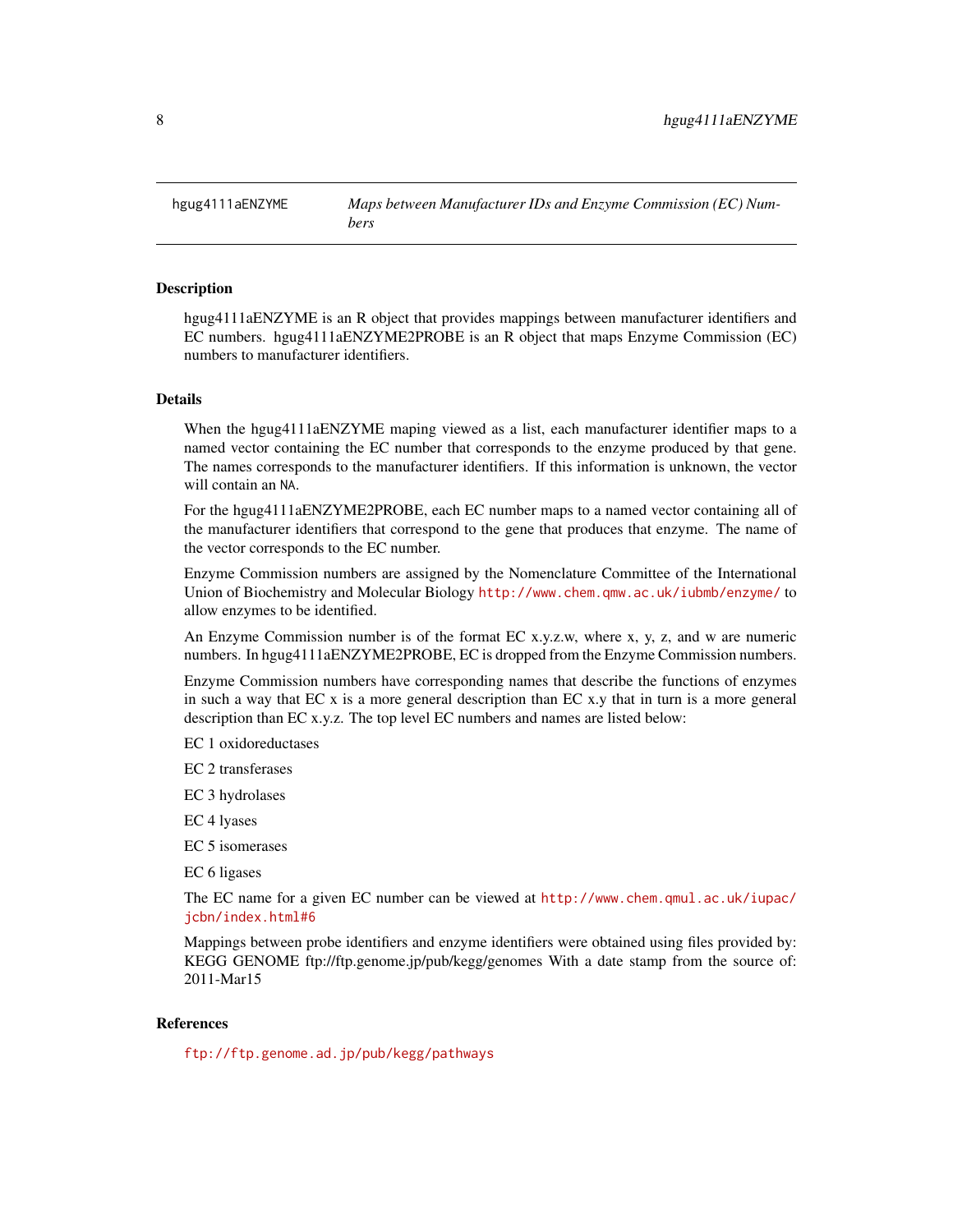hgug4111aENZYME *Maps between Manufacturer IDs and Enzyme Commission (EC) Numbers*

## Description

hgug4111aENZYME is an R object that provides mappings between manufacturer identifiers and EC numbers. hgug4111aENZYME2PROBE is an R object that maps Enzyme Commission (EC) numbers to manufacturer identifiers.

## Details

When the hgug4111aENZYME maping viewed as a list, each manufacturer identifier maps to a named vector containing the EC number that corresponds to the enzyme produced by that gene. The names corresponds to the manufacturer identifiers. If this information is unknown, the vector will contain an `NA`.

For the hgug4111aENZYME2PROBE, each EC number maps to a named vector containing all of the manufacturer identifiers that correspond to the gene that produces that enzyme. The name of the vector corresponds to the EC number.

Enzyme Commission numbers are assigned by the Nomenclature Committee of the International Union of Biochemistry and Molecular Biology http://www.chem.qmw.ac.uk/iubmb/enzyme/ to allow enzymes to be identified.

An Enzyme Commission number is of the format EC x.y.z.w, where x, y, z, and w are numeric numbers. In hgug4111aENZYME2PROBE, EC is dropped from the Enzyme Commission numbers.

Enzyme Commission numbers have corresponding names that describe the functions of enzymes in such a way that EC x is a more general description than EC x.y that in turn is a more general description than EC x.y.z. The top level EC numbers and names are listed below:

EC 1 oxidoreductases

EC 2 transferases

EC 3 hydrolases

EC 4 lyases

EC 5 isomerases

EC 6 ligases

The EC name for a given EC number can be viewed at http://www.chem.qmul.ac.uk/iupac/jcbn/index.html#6

Mappings between probe identifiers and enzyme identifiers were obtained using files provided by: KEGG GENOME ftp://ftp.genome.jp/pub/kegg/genomes With a date stamp from the source of: 2011-Mar15

## References

ftp://ftp.genome.ad.jp/pub/kegg/pathways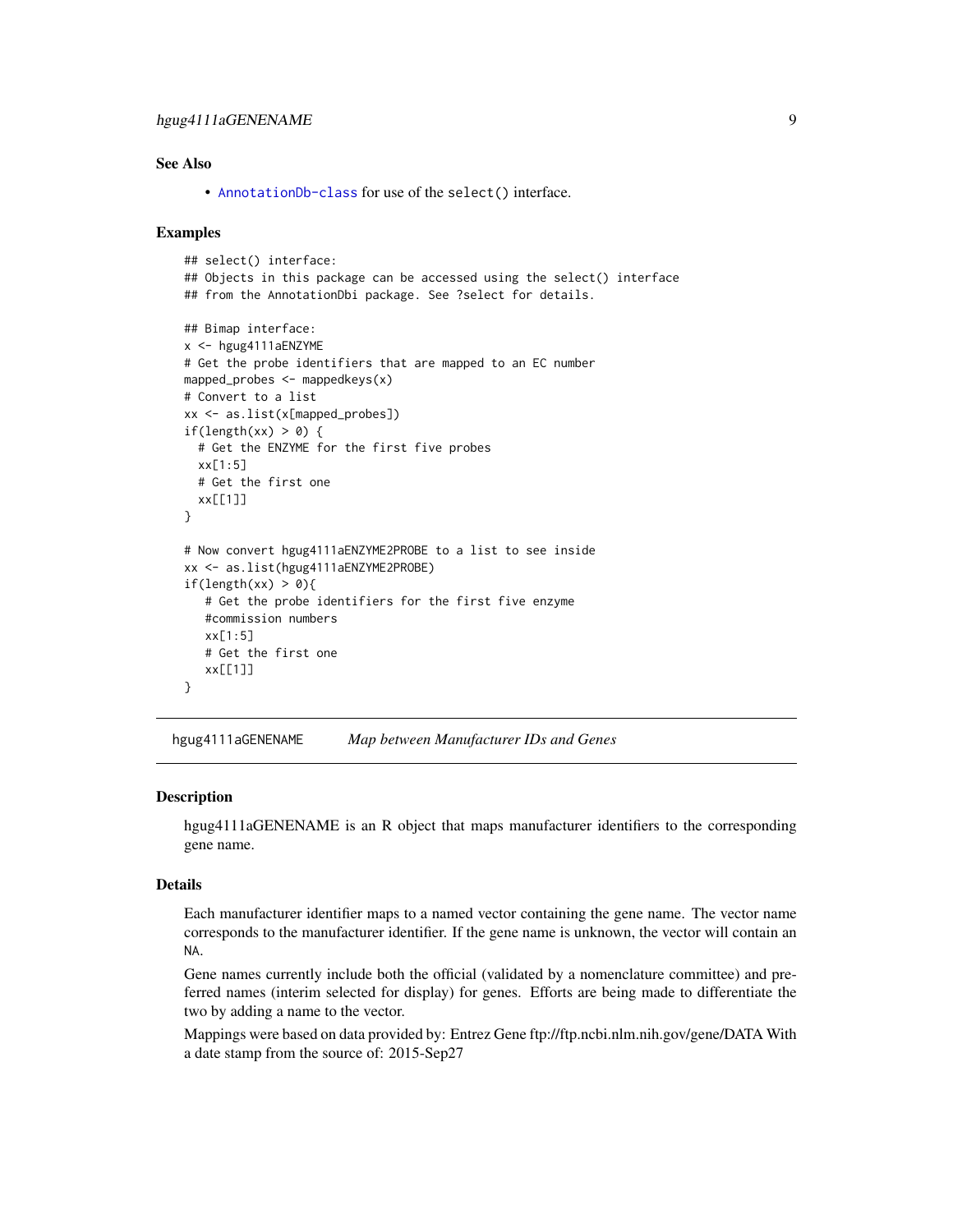### See Also

- `AnnotationDb-class` for use of the `select()` interface.

### Examples

```
## select() interface:
## Objects in this package can be accessed using the select() interface
## from the AnnotationDbi package. See ?select for details.

## Bimap interface:
x <- hgug4111aENZYME
# Get the probe identifiers that are mapped to an EC number
mapped_probes <- mappedkeys(x)
# Convert to a list
xx <- as.list(x[mapped_probes])
if(length(xx) > 0) {
  # Get the ENZYME for the first five probes
  xx[1:5]
  # Get the first one
  xx[[1]]
}

# Now convert hgug4111aENZYME2PROBE to a list to see inside
xx <- as.list(hgug4111aENZYME2PROBE)
if(length(xx) > 0){
   # Get the probe identifiers for the first five enzyme
   #commission numbers
   xx[1:5]
   # Get the first one
   xx[[1]]
}
```

## hgug4111aGENENAME    *Map between Manufacturer IDs and Genes*

### Description

hgug4111aGENENAME is an R object that maps manufacturer identifiers to the corresponding gene name.

### Details

Each manufacturer identifier maps to a named vector containing the gene name. The vector name corresponds to the manufacturer identifier. If the gene name is unknown, the vector will contain an `NA`.

Gene names currently include both the official (validated by a nomenclature committee) and preferred names (interim selected for display) for genes. Efforts are being made to differentiate the two by adding a name to the vector.

Mappings were based on data provided by: Entrez Gene ftp://ftp.ncbi.nlm.nih.gov/gene/DATA With a date stamp from the source of: 2015-Sep27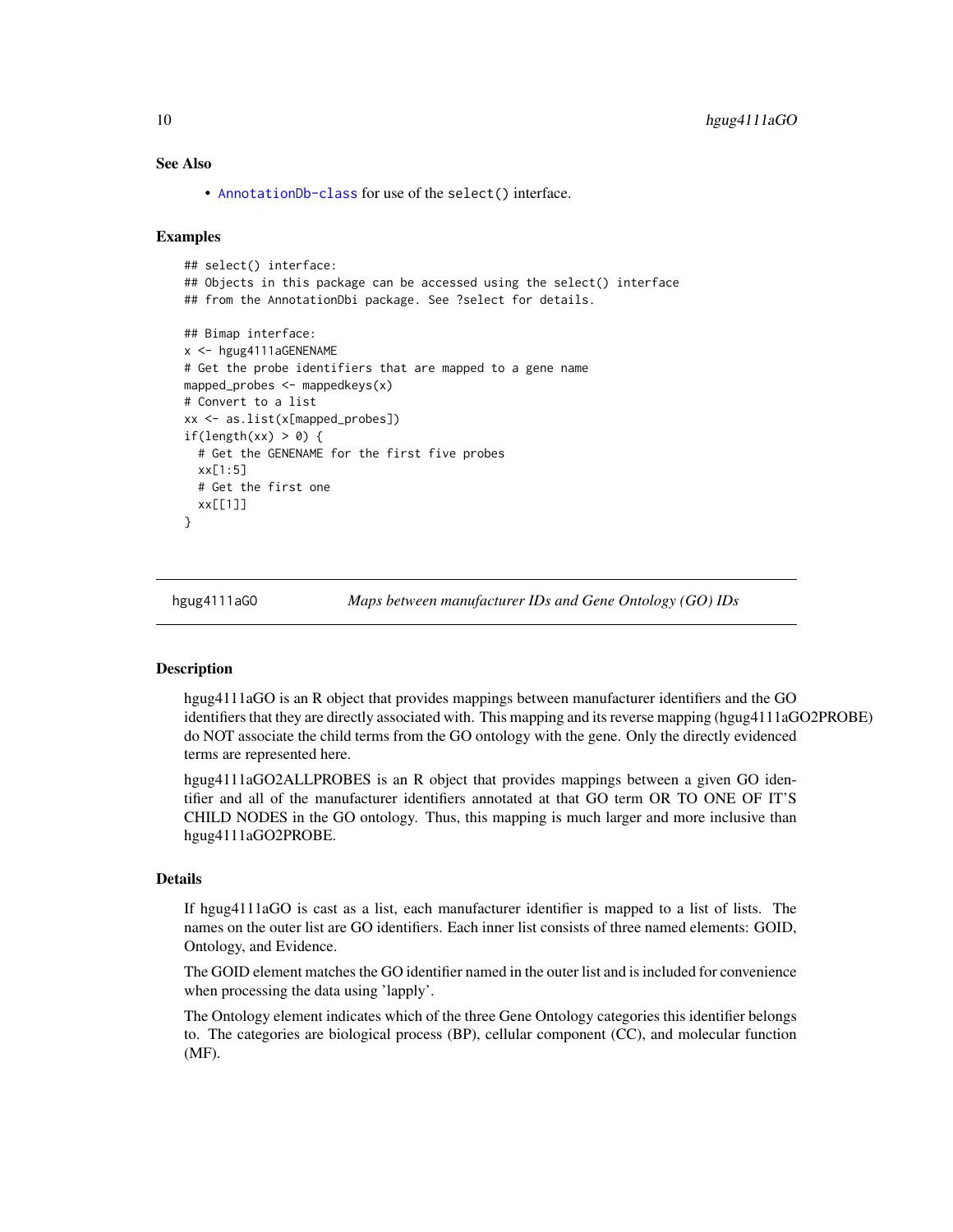### See Also

- AnnotationDb-class for use of the select() interface.

### Examples

```
## select() interface:
## Objects in this package can be accessed using the select() interface
## from the AnnotationDbi package. See ?select for details.

## Bimap interface:
x <- hgug4111aGENENAME
# Get the probe identifiers that are mapped to a gene name
mapped_probes <- mappedkeys(x)
# Convert to a list
xx <- as.list(x[mapped_probes])
if(length(xx) > 0) {
  # Get the GENENAME for the first five probes
  xx[1:5]
  # Get the first one
  xx[[1]]
}
```

---

## hgug4111aGO — *Maps between manufacturer IDs and Gene Ontology (GO) IDs*

### Description

hgug4111aGO is an R object that provides mappings between manufacturer identifiers and the GO identifiers that they are directly associated with. This mapping and its reverse mapping (hgug4111aGO2PROBE) do NOT associate the child terms from the GO ontology with the gene. Only the directly evidenced terms are represented here.

hgug4111aGO2ALLPROBES is an R object that provides mappings between a given GO identifier and all of the manufacturer identifiers annotated at that GO term OR TO ONE OF IT'S CHILD NODES in the GO ontology. Thus, this mapping is much larger and more inclusive than hgug4111aGO2PROBE.

### Details

If hgug4111aGO is cast as a list, each manufacturer identifier is mapped to a list of lists. The names on the outer list are GO identifiers. Each inner list consists of three named elements: GOID, Ontology, and Evidence.

The GOID element matches the GO identifier named in the outer list and is included for convenience when processing the data using 'lapply'.

The Ontology element indicates which of the three Gene Ontology categories this identifier belongs to. The categories are biological process (BP), cellular component (CC), and molecular function (MF).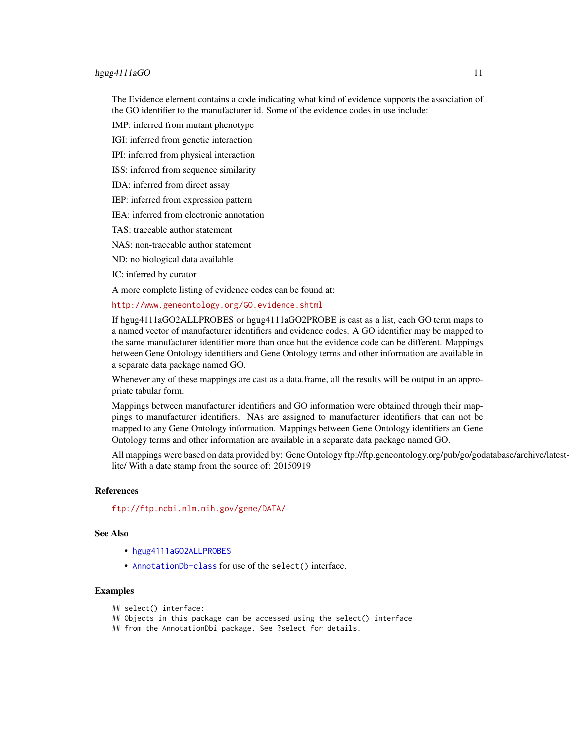The Evidence element contains a code indicating what kind of evidence supports the association of the GO identifier to the manufacturer id. Some of the evidence codes in use include:

IMP: inferred from mutant phenotype

IGI: inferred from genetic interaction

IPI: inferred from physical interaction

ISS: inferred from sequence similarity

IDA: inferred from direct assay

IEP: inferred from expression pattern

IEA: inferred from electronic annotation

TAS: traceable author statement

NAS: non-traceable author statement

ND: no biological data available

IC: inferred by curator

A more complete listing of evidence codes can be found at:

http://www.geneontology.org/GO.evidence.shtml

If hgug4111aGO2ALLPROBES or hgug4111aGO2PROBE is cast as a list, each GO term maps to a named vector of manufacturer identifiers and evidence codes. A GO identifier may be mapped to the same manufacturer identifier more than once but the evidence code can be different. Mappings between Gene Ontology identifiers and Gene Ontology terms and other information are available in a separate data package named GO.

Whenever any of these mappings are cast as a data.frame, all the results will be output in an appropriate tabular form.

Mappings between manufacturer identifiers and GO information were obtained through their mappings to manufacturer identifiers. NAs are assigned to manufacturer identifiers that can not be mapped to any Gene Ontology information. Mappings between Gene Ontology identifiers an Gene Ontology terms and other information are available in a separate data package named GO.

All mappings were based on data provided by: Gene Ontology ftp://ftp.geneontology.org/pub/go/godatabase/archive/latest-lite/ With a date stamp from the source of: 20150919

## References

ftp://ftp.ncbi.nlm.nih.gov/gene/DATA/

## See Also

- hgug4111aGO2ALLPROBES
- AnnotationDb-class for use of the `select()` interface.

## Examples

```
## select() interface:
## Objects in this package can be accessed using the select() interface
## from the AnnotationDbi package. See ?select for details.
```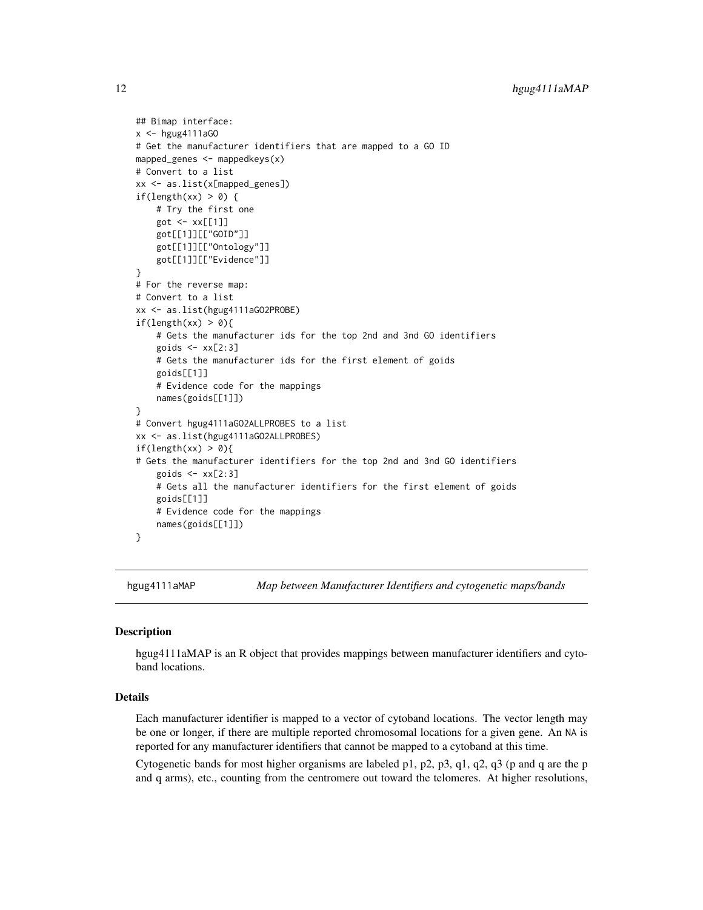```
## Bimap interface:
x <- hgug4111aGO
# Get the manufacturer identifiers that are mapped to a GO ID
mapped_genes <- mappedkeys(x)
# Convert to a list
xx <- as.list(x[mapped_genes])
if(length(xx) > 0) {
    # Try the first one
    got <- xx[[1]]
    got[[1]][["GOID"]]
    got[[1]][["Ontology"]]
    got[[1]][["Evidence"]]
}
# For the reverse map:
# Convert to a list
xx <- as.list(hgug4111aGO2PROBE)
if(length(xx) > 0){
    # Gets the manufacturer ids for the top 2nd and 3nd GO identifiers
    goids <- xx[2:3]
    # Gets the manufacturer ids for the first element of goids
    goids[[1]]
    # Evidence code for the mappings
    names(goids[[1]])
}
# Convert hgug4111aGO2ALLPROBES to a list
xx <- as.list(hgug4111aGO2ALLPROBES)
if(length(xx) > 0){
# Gets the manufacturer identifiers for the top 2nd and 3nd GO identifiers
    goids <- xx[2:3]
    # Gets all the manufacturer identifiers for the first element of goids
    goids[[1]]
    # Evidence code for the mappings
    names(goids[[1]])
}
```

## hgug4111aMAP — *Map between Manufacturer Identifiers and cytogenetic maps/bands*

### Description

hgug4111aMAP is an R object that provides mappings between manufacturer identifiers and cytoband locations.

### Details

Each manufacturer identifier is mapped to a vector of cytoband locations. The vector length may be one or longer, if there are multiple reported chromosomal locations for a given gene. An NA is reported for any manufacturer identifiers that cannot be mapped to a cytoband at this time.

Cytogenetic bands for most higher organisms are labeled p1, p2, p3, q1, q2, q3 (p and q are the p and q arms), etc., counting from the centromere out toward the telomeres. At higher resolutions,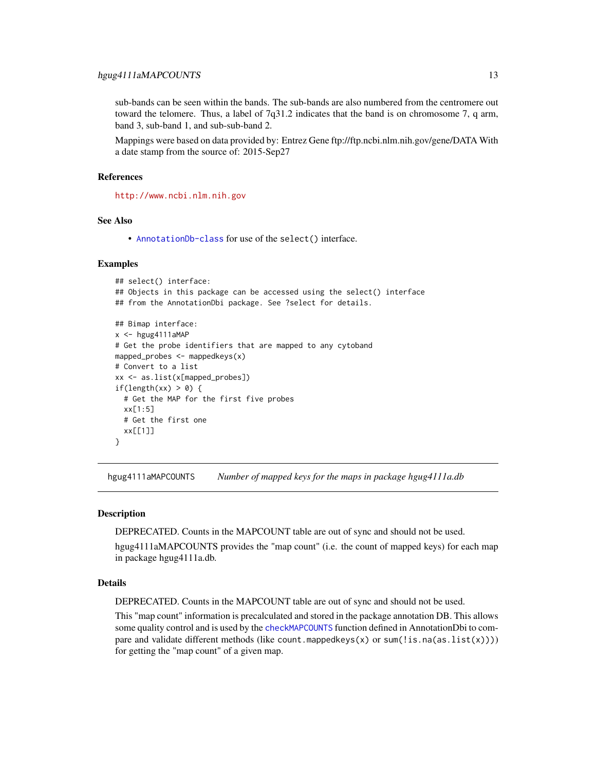sub-bands can be seen within the bands. The sub-bands are also numbered from the centromere out toward the telomere. Thus, a label of 7q31.2 indicates that the band is on chromosome 7, q arm, band 3, sub-band 1, and sub-sub-band 2.

Mappings were based on data provided by: Entrez Gene ftp://ftp.ncbi.nlm.nih.gov/gene/DATA With a date stamp from the source of: 2015-Sep27

### References

http://www.ncbi.nlm.nih.gov

### See Also

- AnnotationDb-class for use of the `select()` interface.

### Examples

```
## select() interface:
## Objects in this package can be accessed using the select() interface
## from the AnnotationDbi package. See ?select for details.

## Bimap interface:
x <- hgug4111aMAP
# Get the probe identifiers that are mapped to any cytoband
mapped_probes <- mappedkeys(x)
# Convert to a list
xx <- as.list(x[mapped_probes])
if(length(xx) > 0) {
  # Get the MAP for the first five probes
  xx[1:5]
  # Get the first one
  xx[[1]]
}
```

---

## hgug4111aMAPCOUNTS *Number of mapped keys for the maps in package hgug4111a.db*

### Description

DEPRECATED. Counts in the MAPCOUNT table are out of sync and should not be used.

hgug4111aMAPCOUNTS provides the "map count" (i.e. the count of mapped keys) for each map in package hgug4111a.db.

### Details

DEPRECATED. Counts in the MAPCOUNT table are out of sync and should not be used.

This "map count" information is precalculated and stored in the package annotation DB. This allows some quality control and is used by the checkMAPCOUNTS function defined in AnnotationDbi to compare and validate different methods (like `count.mappedkeys(x)` or `sum(!is.na(as.list(x)))`) for getting the "map count" of a given map.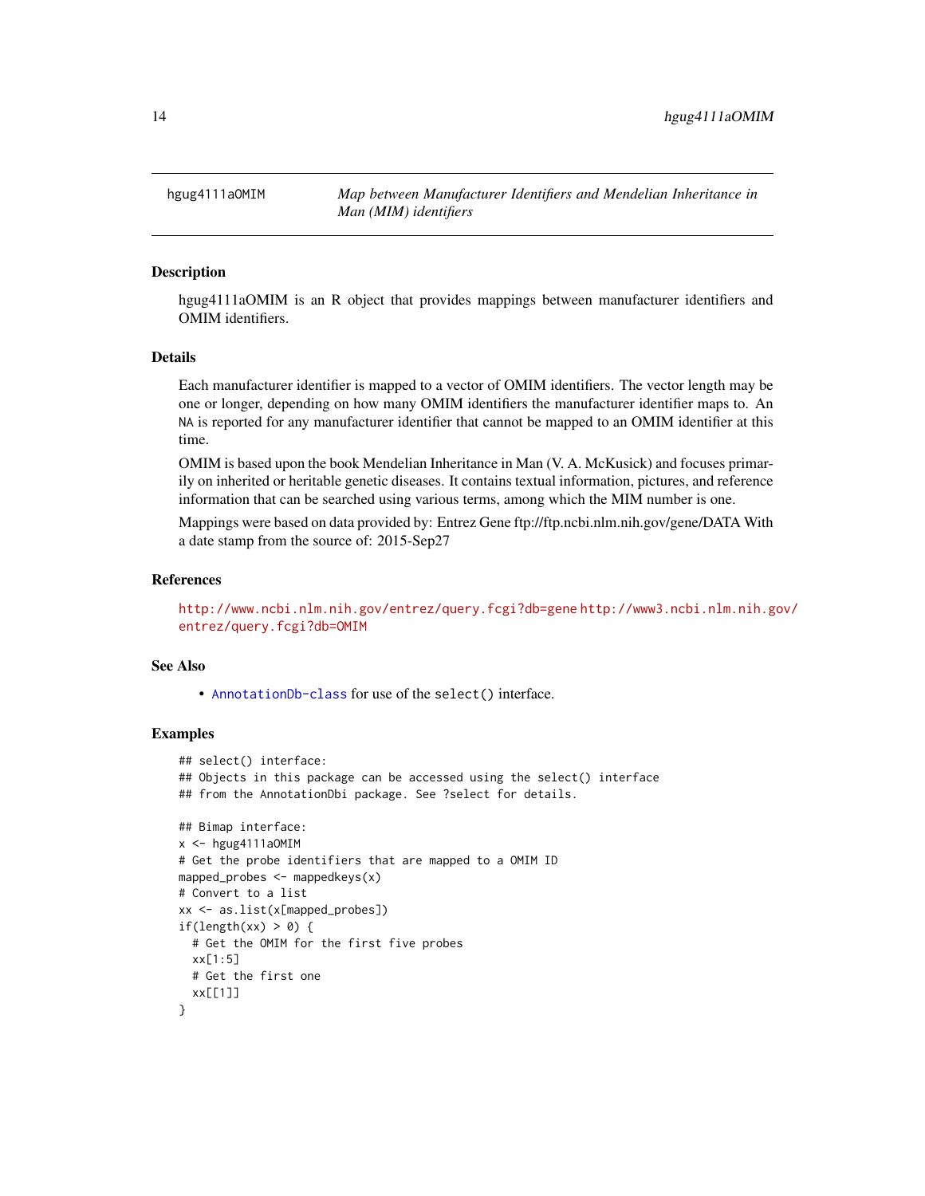# hgug4111aOMIM — *Map between Manufacturer Identifiers and Mendelian Inheritance in Man (MIM) identifiers*

## Description

hgug4111aOMIM is an R object that provides mappings between manufacturer identifiers and OMIM identifiers.

## Details

Each manufacturer identifier is mapped to a vector of OMIM identifiers. The vector length may be one or longer, depending on how many OMIM identifiers the manufacturer identifier maps to. An `NA` is reported for any manufacturer identifier that cannot be mapped to an OMIM identifier at this time.

OMIM is based upon the book Mendelian Inheritance in Man (V. A. McKusick) and focuses primarily on inherited or heritable genetic diseases. It contains textual information, pictures, and reference information that can be searched using various terms, among which the MIM number is one.

Mappings were based on data provided by: Entrez Gene ftp://ftp.ncbi.nlm.nih.gov/gene/DATA With a date stamp from the source of: 2015-Sep27

## References

http://www.ncbi.nlm.nih.gov/entrez/query.fcgi?db=gene http://www3.ncbi.nlm.nih.gov/entrez/query.fcgi?db=OMIM

## See Also

- `AnnotationDb-class` for use of the `select()` interface.

## Examples

```
## select() interface:
## Objects in this package can be accessed using the select() interface
## from the AnnotationDbi package. See ?select for details.

## Bimap interface:
x <- hgug4111aOMIM
# Get the probe identifiers that are mapped to a OMIM ID
mapped_probes <- mappedkeys(x)
# Convert to a list
xx <- as.list(x[mapped_probes])
if(length(xx) > 0) {
  # Get the OMIM for the first five probes
  xx[1:5]
  # Get the first one
  xx[[1]]
}
```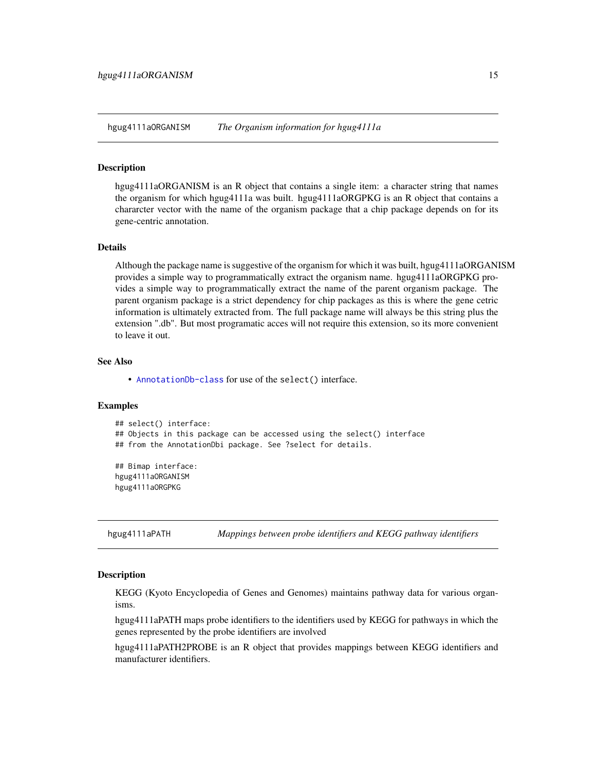## hgug4111aORGANISM *The Organism information for hgug4111a*

### Description

hgug4111aORGANISM is an R object that contains a single item: a character string that names the organism for which hgug4111a was built. hgug4111aORGPKG is an R object that contains a chararcter vector with the name of the organism package that a chip package depends on for its gene-centric annotation.

### Details

Although the package name is suggestive of the organism for which it was built, hgug4111aORGANISM provides a simple way to programmatically extract the organism name. hgug4111aORGPKG provides a simple way to programmatically extract the name of the parent organism package. The parent organism package is a strict dependency for chip packages as this is where the gene cetric information is ultimately extracted from. The full package name will always be this string plus the extension ".db". But most programatic acces will not require this extension, so its more convenient to leave it out.

### See Also

- AnnotationDb-class for use of the `select()` interface.

### Examples

```
## select() interface:
## Objects in this package can be accessed using the select() interface
## from the AnnotationDbi package. See ?select for details.

## Bimap interface:
hgug4111aORGANISM
hgug4111aORGPKG
```

## hgug4111aPATH *Mappings between probe identifiers and KEGG pathway identifiers*

### Description

KEGG (Kyoto Encyclopedia of Genes and Genomes) maintains pathway data for various organisms.

hgug4111aPATH maps probe identifiers to the identifiers used by KEGG for pathways in which the genes represented by the probe identifiers are involved

hgug4111aPATH2PROBE is an R object that provides mappings between KEGG identifiers and manufacturer identifiers.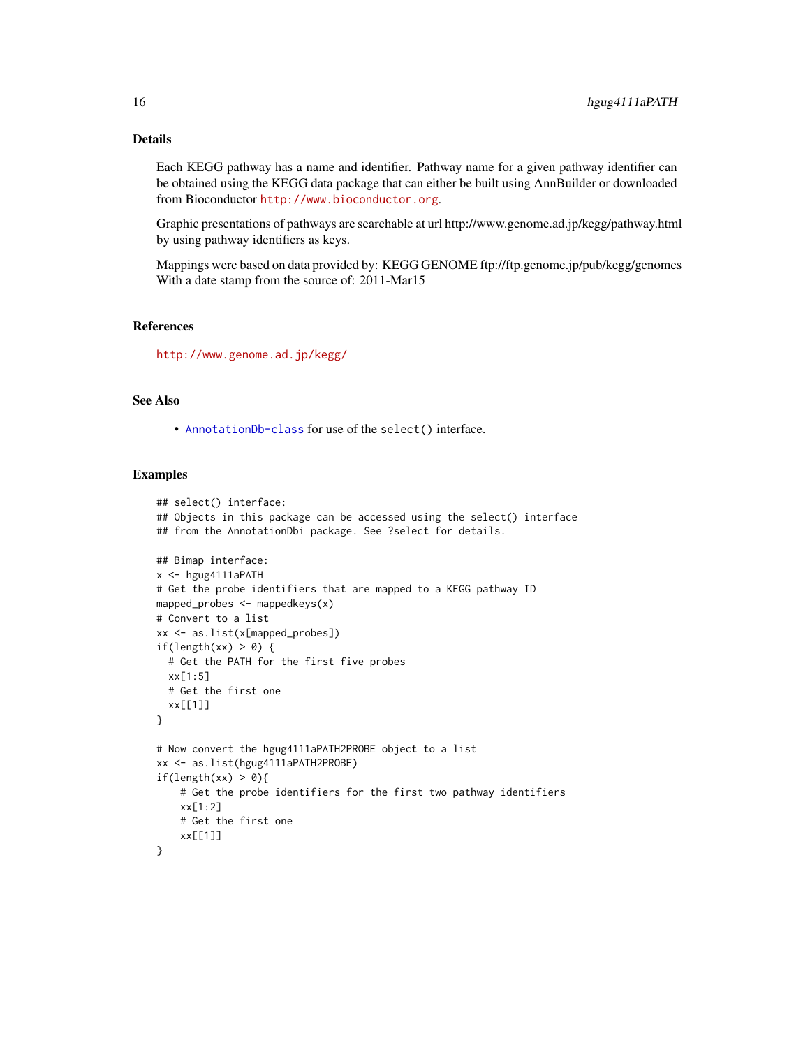## Details

Each KEGG pathway has a name and identifier. Pathway name for a given pathway identifier can be obtained using the KEGG data package that can either be built using AnnBuilder or downloaded from Bioconductor http://www.bioconductor.org.

Graphic presentations of pathways are searchable at url http://www.genome.ad.jp/kegg/pathway.html by using pathway identifiers as keys.

Mappings were based on data provided by: KEGG GENOME ftp://ftp.genome.jp/pub/kegg/genomes With a date stamp from the source of: 2011-Mar15

## References

http://www.genome.ad.jp/kegg/

## See Also

- AnnotationDb-class for use of the `select()` interface.

## Examples

```
## select() interface:
## Objects in this package can be accessed using the select() interface
## from the AnnotationDbi package. See ?select for details.

## Bimap interface:
x <- hgug4111aPATH
# Get the probe identifiers that are mapped to a KEGG pathway ID
mapped_probes <- mappedkeys(x)
# Convert to a list
xx <- as.list(x[mapped_probes])
if(length(xx) > 0) {
  # Get the PATH for the first five probes
  xx[1:5]
  # Get the first one
  xx[[1]]
}

# Now convert the hgug4111aPATH2PROBE object to a list
xx <- as.list(hgug4111aPATH2PROBE)
if(length(xx) > 0){
    # Get the probe identifiers for the first two pathway identifiers
    xx[1:2]
    # Get the first one
    xx[[1]]
}
```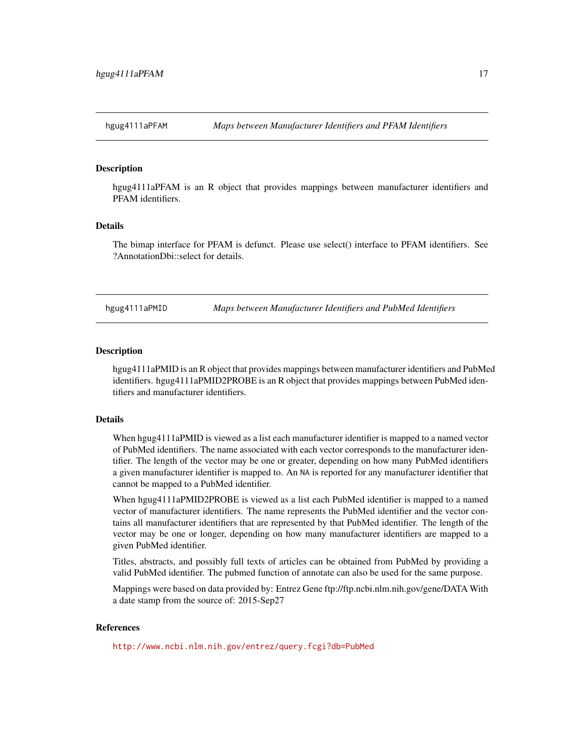## hgug4111aPFAM — *Maps between Manufacturer Identifiers and PFAM Identifiers*

### Description

hgug4111aPFAM is an R object that provides mappings between manufacturer identifiers and PFAM identifiers.

### Details

The bimap interface for PFAM is defunct. Please use select() interface to PFAM identifiers. See ?AnnotationDbi::select for details.

## hgug4111aPMID — *Maps between Manufacturer Identifiers and PubMed Identifiers*

### Description

hgug4111aPMID is an R object that provides mappings between manufacturer identifiers and PubMed identifiers. hgug4111aPMID2PROBE is an R object that provides mappings between PubMed identifiers and manufacturer identifiers.

### Details

When hgug4111aPMID is viewed as a list each manufacturer identifier is mapped to a named vector of PubMed identifiers. The name associated with each vector corresponds to the manufacturer identifier. The length of the vector may be one or greater, depending on how many PubMed identifiers a given manufacturer identifier is mapped to. An `NA` is reported for any manufacturer identifier that cannot be mapped to a PubMed identifier.

When hgug4111aPMID2PROBE is viewed as a list each PubMed identifier is mapped to a named vector of manufacturer identifiers. The name represents the PubMed identifier and the vector contains all manufacturer identifiers that are represented by that PubMed identifier. The length of the vector may be one or longer, depending on how many manufacturer identifiers are mapped to a given PubMed identifier.

Titles, abstracts, and possibly full texts of articles can be obtained from PubMed by providing a valid PubMed identifier. The pubmed function of annotate can also be used for the same purpose.

Mappings were based on data provided by: Entrez Gene ftp://ftp.ncbi.nlm.nih.gov/gene/DATA With a date stamp from the source of: 2015-Sep27

### References

http://www.ncbi.nlm.nih.gov/entrez/query.fcgi?db=PubMed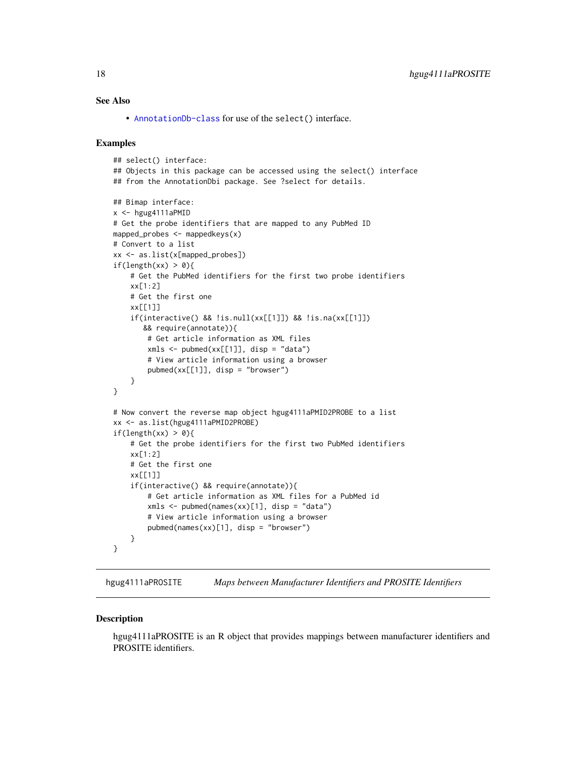## See Also

- `AnnotationDb-class` for use of the `select()` interface.

## Examples

```
## select() interface:
## Objects in this package can be accessed using the select() interface
## from the AnnotationDbi package. See ?select for details.

## Bimap interface:
x <- hgug4111aPMID
# Get the probe identifiers that are mapped to any PubMed ID
mapped_probes <- mappedkeys(x)
# Convert to a list
xx <- as.list(x[mapped_probes])
if(length(xx) > 0){
    # Get the PubMed identifiers for the first two probe identifiers
    xx[1:2]
    # Get the first one
    xx[[1]]
    if(interactive() && !is.null(xx[[1]]) && !is.na(xx[[1]])
       && require(annotate)){
        # Get article information as XML files
        xmls <- pubmed(xx[[1]], disp = "data")
        # View article information using a browser
        pubmed(xx[[1]], disp = "browser")
    }
}

# Now convert the reverse map object hgug4111aPMID2PROBE to a list
xx <- as.list(hgug4111aPMID2PROBE)
if(length(xx) > 0){
    # Get the probe identifiers for the first two PubMed identifiers
    xx[1:2]
    # Get the first one
    xx[[1]]
    if(interactive() && require(annotate)){
        # Get article information as XML files for a PubMed id
        xmls <- pubmed(names(xx)[1], disp = "data")
        # View article information using a browser
        pubmed(names(xx)[1], disp = "browser")
    }
}
```

---

# hgug4111aPROSITE — *Maps between Manufacturer Identifiers and PROSITE Identifiers*

---

## Description

hgug4111aPROSITE is an R object that provides mappings between manufacturer identifiers and PROSITE identifiers.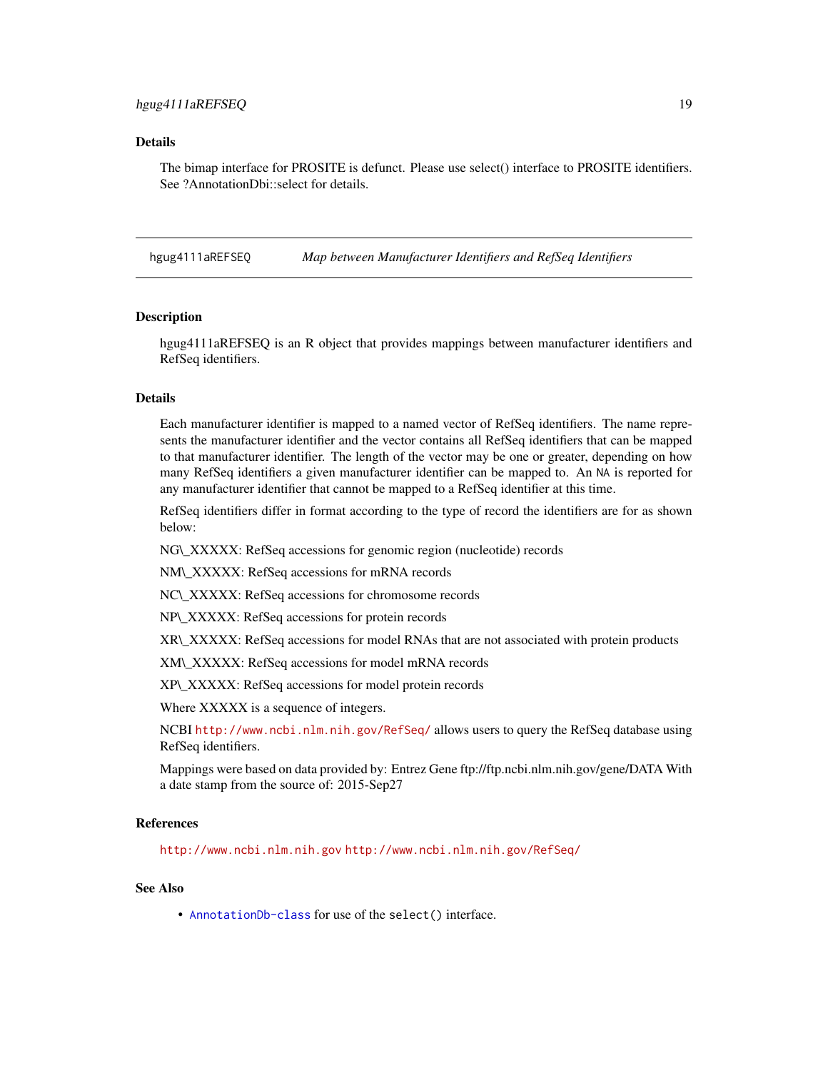## Details

The bimap interface for PROSITE is defunct. Please use select() interface to PROSITE identifiers. See ?AnnotationDbi::select for details.

---

`hgug4111aREFSEQ` *Map between Manufacturer Identifiers and RefSeq Identifiers*

---

## Description

hgug4111aREFSEQ is an R object that provides mappings between manufacturer identifiers and RefSeq identifiers.

## Details

Each manufacturer identifier is mapped to a named vector of RefSeq identifiers. The name represents the manufacturer identifier and the vector contains all RefSeq identifiers that can be mapped to that manufacturer identifier. The length of the vector may be one or greater, depending on how many RefSeq identifiers a given manufacturer identifier can be mapped to. An `NA` is reported for any manufacturer identifier that cannot be mapped to a RefSeq identifier at this time.

RefSeq identifiers differ in format according to the type of record the identifiers are for as shown below:

NG\_XXXXX: RefSeq accessions for genomic region (nucleotide) records

NM\_XXXXX: RefSeq accessions for mRNA records

NC\_XXXXX: RefSeq accessions for chromosome records

NP\_XXXXX: RefSeq accessions for protein records

XR\_XXXXX: RefSeq accessions for model RNAs that are not associated with protein products

XM\_XXXXX: RefSeq accessions for model mRNA records

XP\_XXXXX: RefSeq accessions for model protein records

Where XXXXX is a sequence of integers.

NCBI http://www.ncbi.nlm.nih.gov/RefSeq/ allows users to query the RefSeq database using RefSeq identifiers.

Mappings were based on data provided by: Entrez Gene ftp://ftp.ncbi.nlm.nih.gov/gene/DATA With a date stamp from the source of: 2015-Sep27

## References

http://www.ncbi.nlm.nih.gov http://www.ncbi.nlm.nih.gov/RefSeq/

## See Also

- AnnotationDb-class for use of the `select()` interface.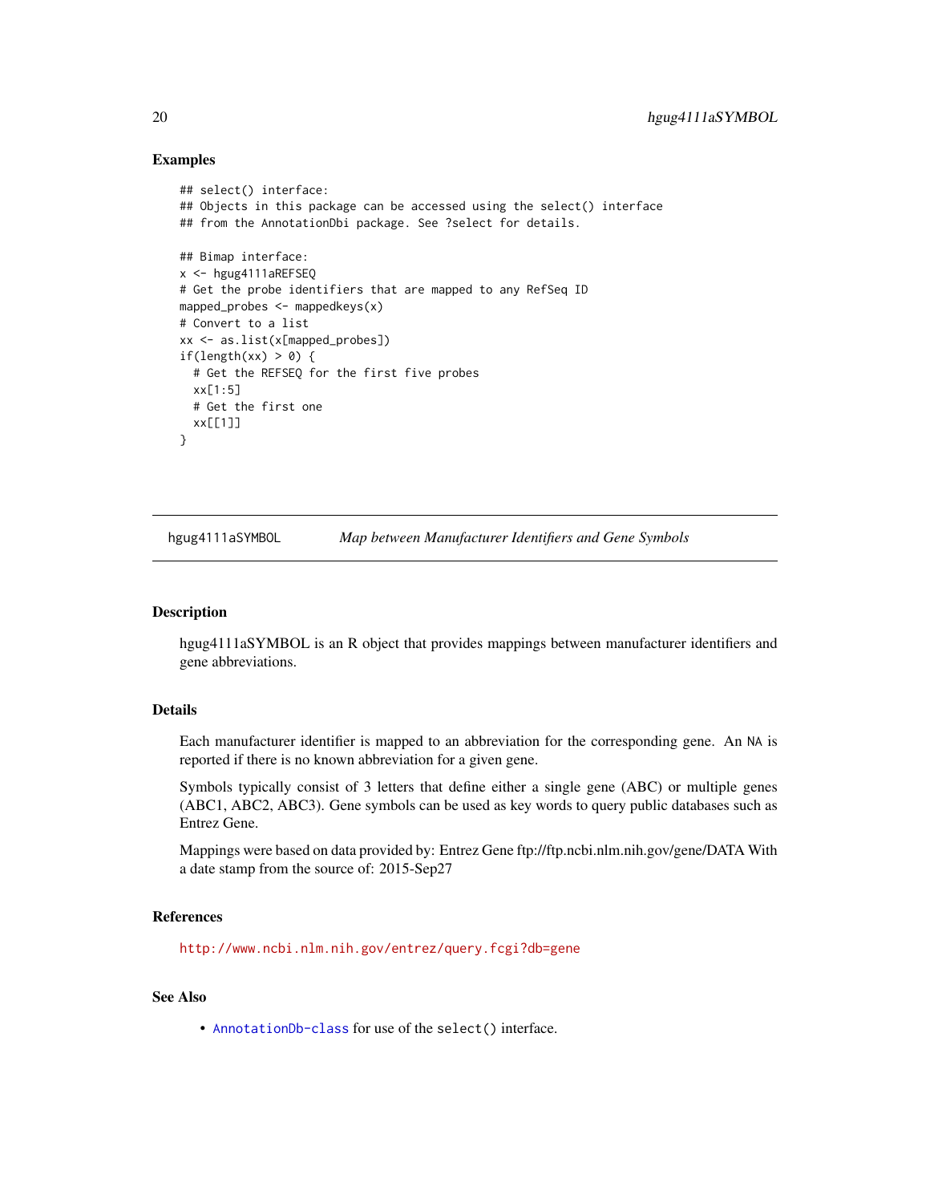## Examples

```
## select() interface:
## Objects in this package can be accessed using the select() interface
## from the AnnotationDbi package. See ?select for details.

## Bimap interface:
x <- hgug4111aREFSEQ
# Get the probe identifiers that are mapped to any RefSeq ID
mapped_probes <- mappedkeys(x)
# Convert to a list
xx <- as.list(x[mapped_probes])
if(length(xx) > 0) {
  # Get the REFSEQ for the first five probes
  xx[1:5]
  # Get the first one
  xx[[1]]
}
```

---

# hgug4111aSYMBOL — *Map between Manufacturer Identifiers and Gene Symbols*

---

## Description

hgug4111aSYMBOL is an R object that provides mappings between manufacturer identifiers and gene abbreviations.

## Details

Each manufacturer identifier is mapped to an abbreviation for the corresponding gene. An NA is reported if there is no known abbreviation for a given gene.

Symbols typically consist of 3 letters that define either a single gene (ABC) or multiple genes (ABC1, ABC2, ABC3). Gene symbols can be used as key words to query public databases such as Entrez Gene.

Mappings were based on data provided by: Entrez Gene ftp://ftp.ncbi.nlm.nih.gov/gene/DATA With a date stamp from the source of: 2015-Sep27

## References

http://www.ncbi.nlm.nih.gov/entrez/query.fcgi?db=gene

## See Also

- AnnotationDb-class for use of the select() interface.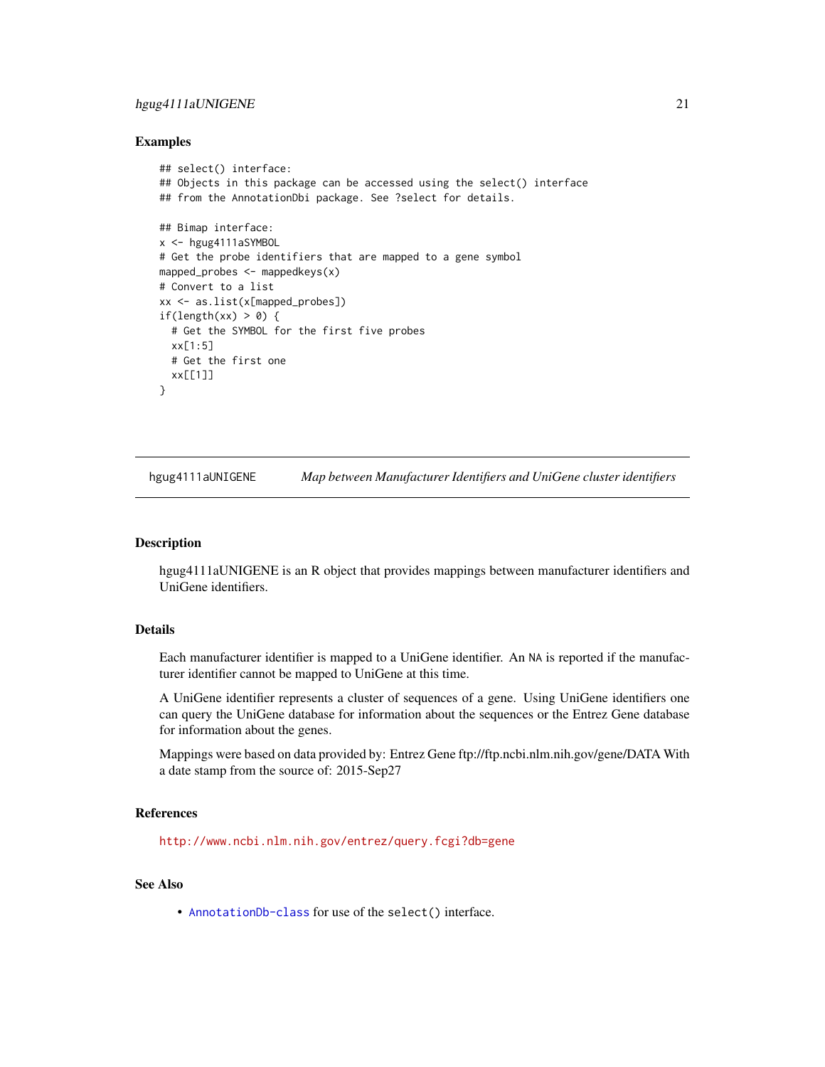### Examples

```
## select() interface:
## Objects in this package can be accessed using the select() interface
## from the AnnotationDbi package. See ?select for details.

## Bimap interface:
x <- hgug4111aSYMBOL
# Get the probe identifiers that are mapped to a gene symbol
mapped_probes <- mappedkeys(x)
# Convert to a list
xx <- as.list(x[mapped_probes])
if(length(xx) > 0) {
  # Get the SYMBOL for the first five probes
  xx[1:5]
  # Get the first one
  xx[[1]]
}
```

---

## hgug4111aUNIGENE — *Map between Manufacturer Identifiers and UniGene cluster identifiers*

---

### Description

hgug4111aUNIGENE is an R object that provides mappings between manufacturer identifiers and UniGene identifiers.

### Details

Each manufacturer identifier is mapped to a UniGene identifier. An NA is reported if the manufacturer identifier cannot be mapped to UniGene at this time.

A UniGene identifier represents a cluster of sequences of a gene. Using UniGene identifiers one can query the UniGene database for information about the sequences or the Entrez Gene database for information about the genes.

Mappings were based on data provided by: Entrez Gene ftp://ftp.ncbi.nlm.nih.gov/gene/DATA With a date stamp from the source of: 2015-Sep27

### References

http://www.ncbi.nlm.nih.gov/entrez/query.fcgi?db=gene

### See Also

- AnnotationDb-class for use of the `select()` interface.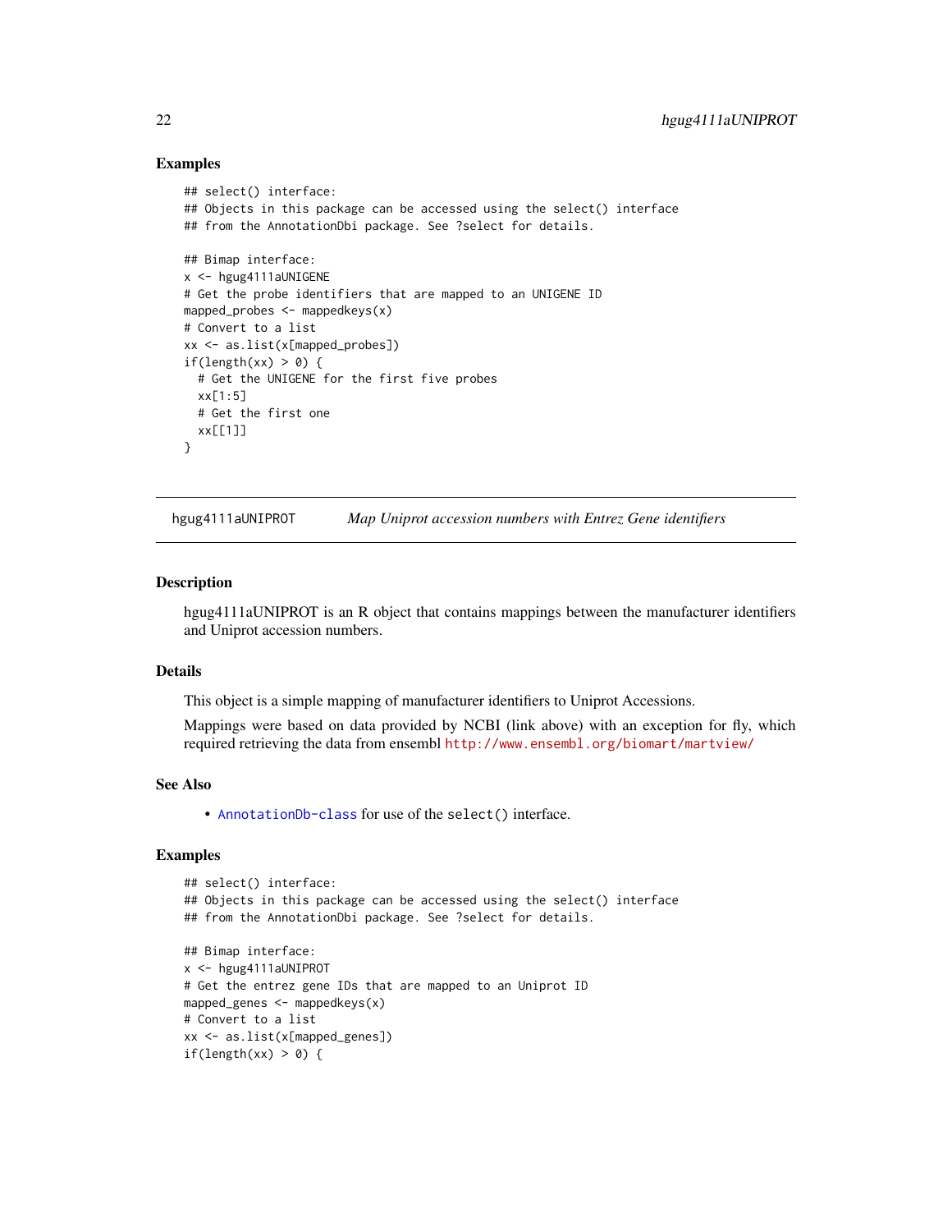## Examples

```
## select() interface:
## Objects in this package can be accessed using the select() interface
## from the AnnotationDbi package. See ?select for details.

## Bimap interface:
x <- hgug4111aUNIGENE
# Get the probe identifiers that are mapped to an UNIGENE ID
mapped_probes <- mappedkeys(x)
# Convert to a list
xx <- as.list(x[mapped_probes])
if(length(xx) > 0) {
  # Get the UNIGENE for the first five probes
  xx[1:5]
  # Get the first one
  xx[[1]]
}
```

---

hgug4111aUNIPROT &nbsp;&nbsp;&nbsp;&nbsp; *Map Uniprot accession numbers with Entrez Gene identifiers*

---

## Description

hgug4111aUNIPROT is an R object that contains mappings between the manufacturer identifiers and Uniprot accession numbers.

## Details

This object is a simple mapping of manufacturer identifiers to Uniprot Accessions.

Mappings were based on data provided by NCBI (link above) with an exception for fly, which required retrieving the data from ensembl http://www.ensembl.org/biomart/martview/

## See Also

- AnnotationDb-class for use of the select() interface.

## Examples

```
## select() interface:
## Objects in this package can be accessed using the select() interface
## from the AnnotationDbi package. See ?select for details.

## Bimap interface:
x <- hgug4111aUNIPROT
# Get the entrez gene IDs that are mapped to an Uniprot ID
mapped_genes <- mappedkeys(x)
# Convert to a list
xx <- as.list(x[mapped_genes])
if(length(xx) > 0) {
```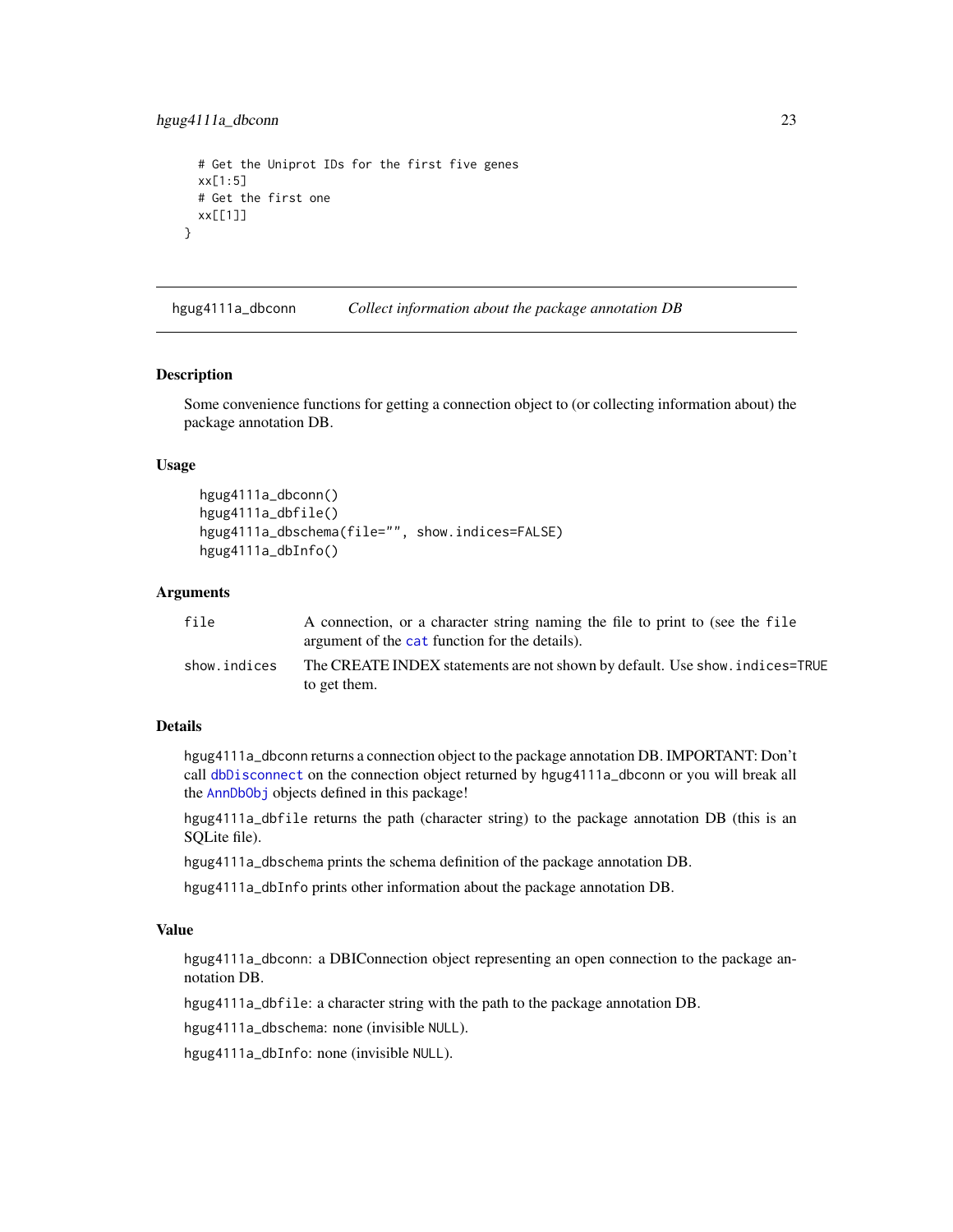```
  # Get the Uniprot IDs for the first five genes
  xx[1:5]
  # Get the first one
  xx[[1]]
}
```

## hgug4111a_dbconn — *Collect information about the package annotation DB*

### Description

Some convenience functions for getting a connection object to (or collecting information about) the package annotation DB.

### Usage

```
hgug4111a_dbconn()
hgug4111a_dbfile()
hgug4111a_dbschema(file="", show.indices=FALSE)
hgug4111a_dbInfo()
```

### Arguments

| | |
|---|---|
| `file` | A connection, or a character string naming the file to print to (see the `file` argument of the `cat` function for the details). |
| `show.indices` | The CREATE INDEX statements are not shown by default. Use `show.indices=TRUE` to get them. |

### Details

`hgug4111a_dbconn` returns a connection object to the package annotation DB. IMPORTANT: Don't call `dbDisconnect` on the connection object returned by `hgug4111a_dbconn` or you will break all the `AnnDbObj` objects defined in this package!

`hgug4111a_dbfile` returns the path (character string) to the package annotation DB (this is an SQLite file).

`hgug4111a_dbschema` prints the schema definition of the package annotation DB.

`hgug4111a_dbInfo` prints other information about the package annotation DB.

### Value

`hgug4111a_dbconn`: a DBIConnection object representing an open connection to the package annotation DB.

`hgug4111a_dbfile`: a character string with the path to the package annotation DB.

`hgug4111a_dbschema`: none (invisible `NULL`).

`hgug4111a_dbInfo`: none (invisible `NULL`).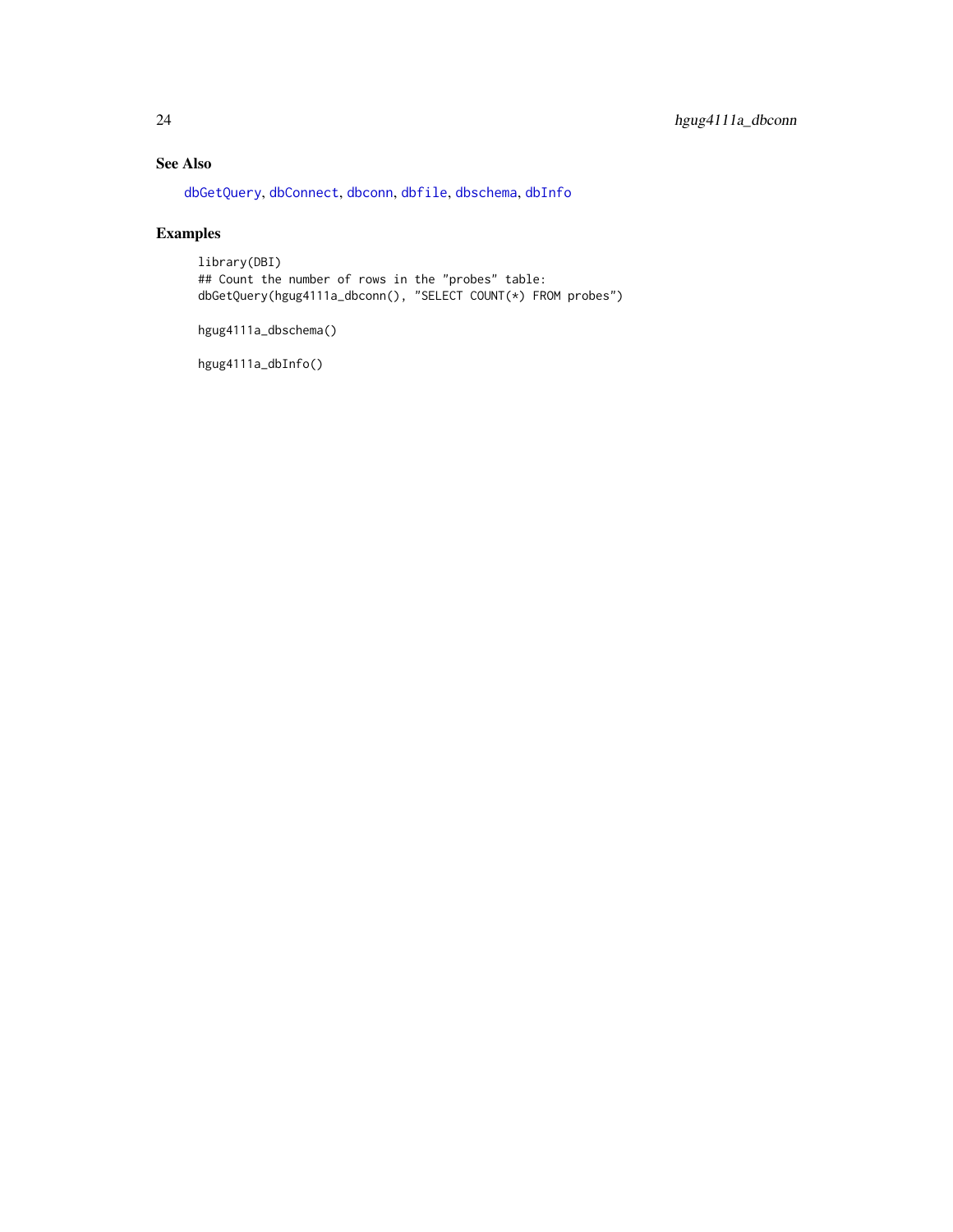### See Also

dbGetQuery, dbConnect, dbconn, dbfile, dbschema, dbInfo

### Examples

```
library(DBI)
## Count the number of rows in the "probes" table:
dbGetQuery(hgug4111a_dbconn(), "SELECT COUNT(*) FROM probes")

hgug4111a_dbschema()

hgug4111a_dbInfo()
```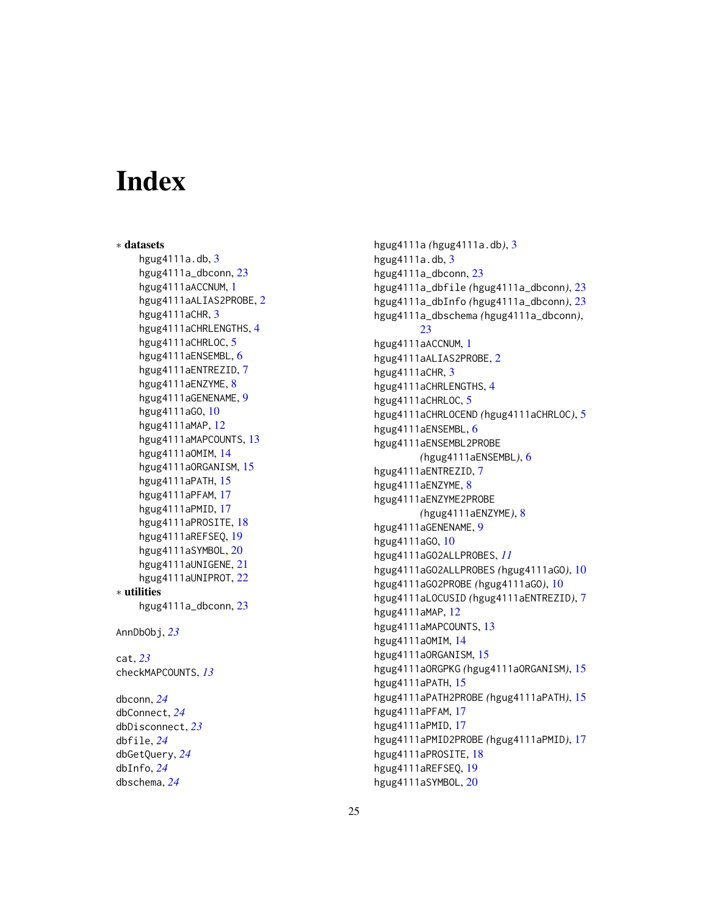# Index

∗ **datasets**

hgug4111a.db, 3
hgug4111a_dbconn, 23
hgug4111aACCNUM, 1
hgug4111aALIAS2PROBE, 2
hgug4111aCHR, 3
hgug4111aCHRLENGTHS, 4
hgug4111aCHRLOC, 5
hgug4111aENSEMBL, 6
hgug4111aENTREZID, 7
hgug4111aENZYME, 8
hgug4111aGENENAME, 9
hgug4111aGO, 10
hgug4111aMAP, 12
hgug4111aMAPCOUNTS, 13
hgug4111aOMIM, 14
hgug4111aORGANISM, 15
hgug4111aPATH, 15
hgug4111aPFAM, 17
hgug4111aPMID, 17
hgug4111aPROSITE, 18
hgug4111aREFSEQ, 19
hgug4111aSYMBOL, 20
hgug4111aUNIGENE, 21
hgug4111aUNIPROT, 22

∗ **utilities**

hgug4111a_dbconn, 23

AnnDbObj, *23*

cat, *23*
checkMAPCOUNTS, *13*

dbconn, *24*
dbConnect, *24*
dbDisconnect, *23*
dbfile, *24*
dbGetQuery, *24*
dbInfo, *24*
dbschema, *24*

hgug4111a *(*hgug4111a.db*)*, 3
hgug4111a.db, 3
hgug4111a_dbconn, 23
hgug4111a_dbfile *(*hgug4111a_dbconn*)*, 23
hgug4111a_dbInfo *(*hgug4111a_dbconn*)*, 23
hgug4111a_dbschema *(*hgug4111a_dbconn*)*, 23
hgug4111aACCNUM, 1
hgug4111aALIAS2PROBE, 2
hgug4111aCHR, 3
hgug4111aCHRLENGTHS, 4
hgug4111aCHRLOC, 5
hgug4111aCHRLOCEND *(*hgug4111aCHRLOC*)*, 5
hgug4111aENSEMBL, 6
hgug4111aENSEMBL2PROBE *(*hgug4111aENSEMBL*)*, 6
hgug4111aENTREZID, 7
hgug4111aENZYME, 8
hgug4111aENZYME2PROBE *(*hgug4111aENZYME*)*, 8
hgug4111aGENENAME, 9
hgug4111aGO, 10
hgug4111aGO2ALLPROBES, *11*
hgug4111aGO2ALLPROBES *(*hgug4111aGO*)*, 10
hgug4111aGO2PROBE *(*hgug4111aGO*)*, 10
hgug4111aLOCUSID *(*hgug4111aENTREZID*)*, 7
hgug4111aMAP, 12
hgug4111aMAPCOUNTS, 13
hgug4111aOMIM, 14
hgug4111aORGANISM, 15
hgug4111aORGPKG *(*hgug4111aORGANISM*)*, 15
hgug4111aPATH, 15
hgug4111aPATH2PROBE *(*hgug4111aPATH*)*, 15
hgug4111aPFAM, 17
hgug4111aPMID, 17
hgug4111aPMID2PROBE *(*hgug4111aPMID*)*, 17
hgug4111aPROSITE, 18
hgug4111aREFSEQ, 19
hgug4111aSYMBOL, 20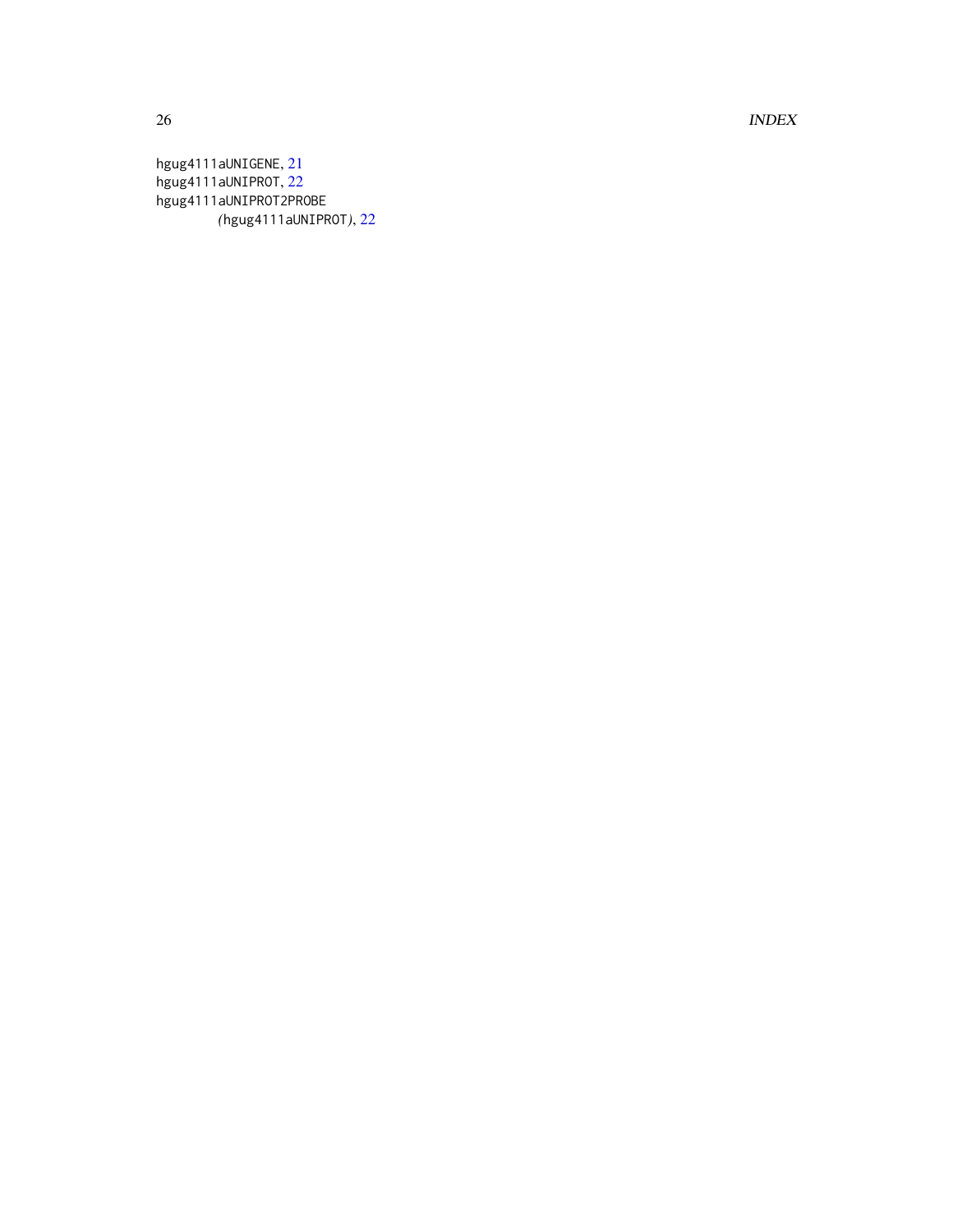hgug4111aUNIGENE, 21
hgug4111aUNIPROT, 22
hgug4111aUNIPROT2PROBE
    (hgug4111aUNIPROT), 22